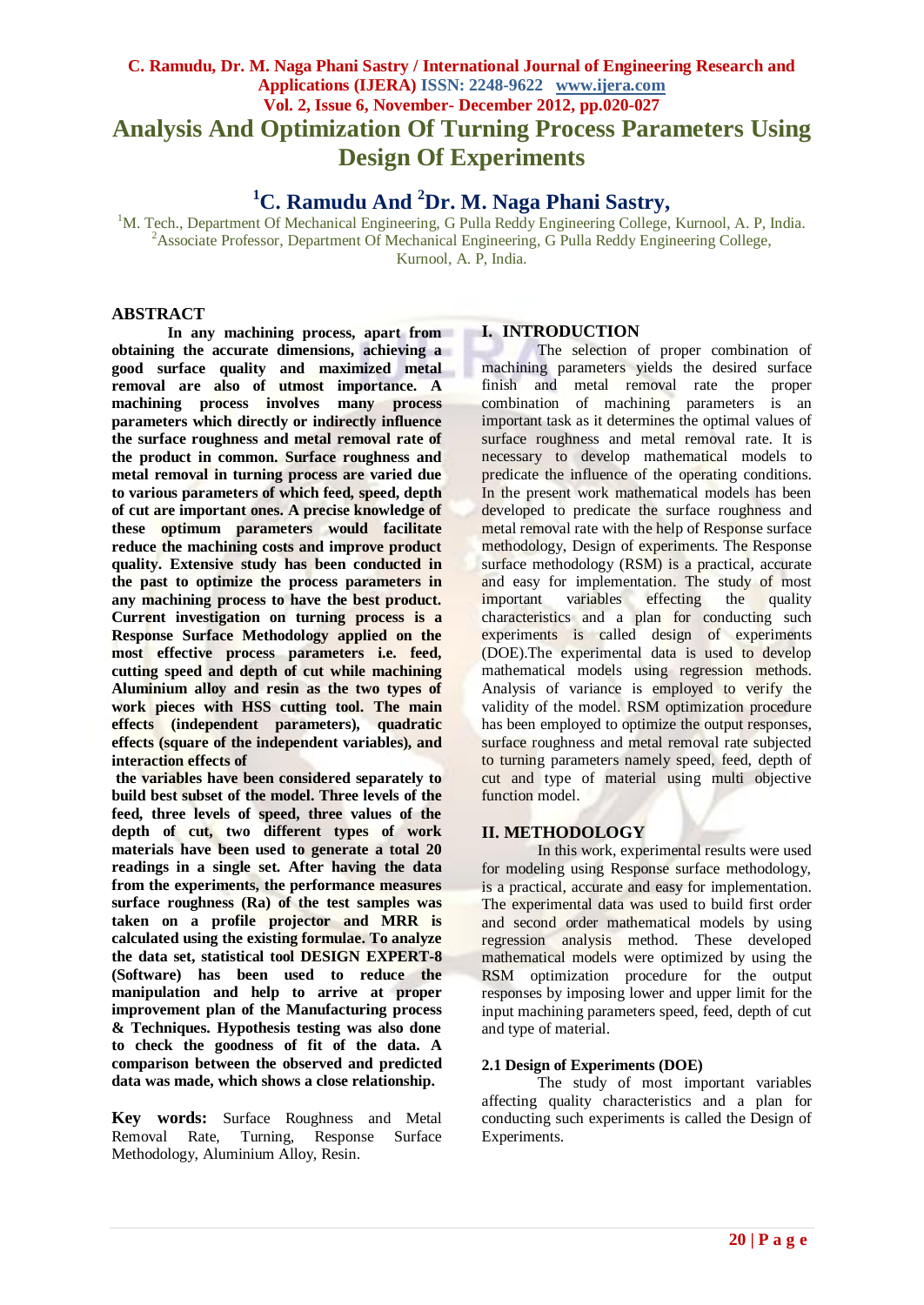# Analysis And Optimization Of Turning Process Parameters Using Design Of Experiments

**[1]C. Ramudu And [2]Dr. M. Naga Phani Sastry,**

[1]M. Tech., Department Of Mechanical Engineering, G Pulla Reddy Engineering College, Kurnool, A. P, India.
[2]Associate Professor, Department Of Mechanical Engineering, G Pulla Reddy Engineering College, Kurnool, A. P, India.

## ABSTRACT

**In any machining process, apart from obtaining the accurate dimensions, achieving a good surface quality and maximized metal removal are also of utmost importance. A machining process involves many process parameters which directly or indirectly influence the surface roughness and metal removal rate of the product in common. Surface roughness and metal removal in turning process are varied due to various parameters of which feed, speed, depth of cut are important ones. A precise knowledge of these optimum parameters would facilitate reduce the machining costs and improve product quality. Extensive study has been conducted in the past to optimize the process parameters in any machining process to have the best product. Current investigation on turning process is a Response Surface Methodology applied on the most effective process parameters i.e. feed, cutting speed and depth of cut while machining Aluminium alloy and resin as the two types of work pieces with HSS cutting tool. The main effects (independent parameters), quadratic effects (square of the independent variables), and interaction effects of the variables have been considered separately to build best subset of the model. Three levels of the feed, three levels of speed, three values of the depth of cut, two different types of work materials have been used to generate a total 20 readings in a single set. After having the data from the experiments, the performance measures surface roughness (Ra) of the test samples was taken on a profile projector and MRR is calculated using the existing formulae. To analyze the data set, statistical tool DESIGN EXPERT-8 (Software) has been used to reduce the manipulation and help to arrive at proper improvement plan of the Manufacturing process & Techniques. Hypothesis testing was also done to check the goodness of fit of the data. A comparison between the observed and predicted data was made, which shows a close relationship.**

**Key words:** Surface Roughness and Metal Removal Rate, Turning, Response Surface Methodology, Aluminium Alloy, Resin.

## I. INTRODUCTION

The selection of proper combination of machining parameters yields the desired surface finish and metal removal rate the proper combination of machining parameters is an important task as it determines the optimal values of surface roughness and metal removal rate. It is necessary to develop mathematical models to predicate the influence of the operating conditions. In the present work mathematical models has been developed to predicate the surface roughness and metal removal rate with the help of Response surface methodology, Design of experiments. The Response surface methodology (RSM) is a practical, accurate and easy for implementation. The study of most important variables effecting the quality characteristics and a plan for conducting such experiments is called design of experiments (DOE).The experimental data is used to develop mathematical models using regression methods. Analysis of variance is employed to verify the validity of the model. RSM optimization procedure has been employed to optimize the output responses, surface roughness and metal removal rate subjected to turning parameters namely speed, feed, depth of cut and type of material using multi objective function model.

## II. METHODOLOGY

In this work, experimental results were used for modeling using Response surface methodology, is a practical, accurate and easy for implementation. The experimental data was used to build first order and second order mathematical models by using regression analysis method. These developed mathematical models were optimized by using the RSM optimization procedure for the output responses by imposing lower and upper limit for the input machining parameters speed, feed, depth of cut and type of material.

### 2.1 Design of Experiments (DOE)

The study of most important variables affecting quality characteristics and a plan for conducting such experiments is called the Design of Experiments.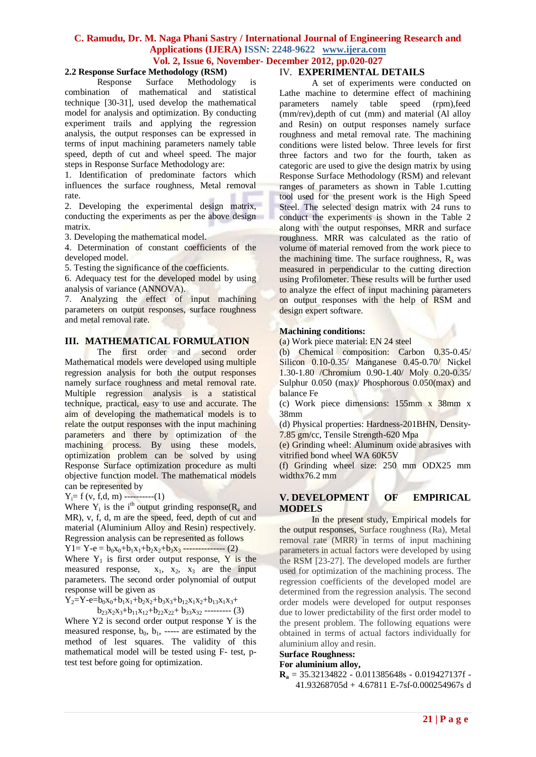### 2.2 Response Surface Methodology (RSM)

Response Surface Methodology is combination of mathematical and statistical technique [30-31], used develop the mathematical model for analysis and optimization. By conducting experiment trails and applying the regression analysis, the output responses can be expressed in terms of input machining parameters namely table speed, depth of cut and wheel speed. The major steps in Response Surface Methodology are:

1. Identification of predominate factors which influences the surface roughness, Metal removal rate.
2. Developing the experimental design matrix, conducting the experiments as per the above design matrix.
3. Developing the mathematical model.
4. Determination of constant coefficients of the developed model.
5. Testing the significance of the coefficients.
6. Adequacy test for the developed model by using analysis of variance (ANNOVA).
7. Analyzing the effect of input machining parameters on output responses, surface roughness and metal removal rate.

## III. MATHEMATICAL FORMULATION

The first order and second order Mathematical models were developed using multiple regression analysis for both the output responses namely surface roughness and metal removal rate. Multiple regression analysis is a statistical technique, practical, easy to use and accurate. The aim of developing the mathematical models is to relate the output responses with the input machining parameters and there by optimization of the machining process. By using these models, optimization problem can be solved by using Response Surface optimization procedure as multi objective function model. The mathematical models can be represented by

$Y_i = f(v, f, d, m)$ ----------(1)

Where $Y_i$ is the $i^{th}$ output grinding response($R_a$ and MR), v, f, d, m are the speed, feed, depth of cut and material (Aluminium Alloy and Resin) respectively. Regression analysis can be represented as follows

$Y1 = Y - e = b_0x_0 + b_1x_1 + b_2x_2 + b_3x_3$ -------------- (2)

Where $Y_1$ is first order output response, Y is the measured response, $x_1$, $x_2$, $x_3$ are the input parameters. The second order polynomial of output response will be given as

$Y_2 = Y - e = b_0x_0 + b_1x_1 + b_2x_2 + b_3x_3 + b_{12}x_1x_2 + b_{13}x_1x_3 + b_{23}x_2x_3 + b_{11}x_{12} + b_{22}x_{22} + b_{33}x_{32}$ --------- (3)

Where Y2 is second order output response Y is the measured response, $b_0$, $b_1$, ----- are estimated by the method of lest squares. The validity of this mathematical model will be tested using F- test, p-test test before going for optimization.

## IV. EXPERIMENTAL DETAILS

A set of experiments were conducted on Lathe machine to determine effect of machining parameters namely table speed (rpm),feed (mm/rev),depth of cut (mm) and material (Al alloy and Resin) on output responses namely surface roughness and metal removal rate. The machining conditions were listed below. Three levels for first three factors and two for the fourth, taken as categoric are used to give the design matrix by using Response Surface Methodology (RSM) and relevant ranges of parameters as shown in Table 1.cutting tool used for the present work is the High Speed Steel. The selected design matrix with 24 runs to conduct the experiments is shown in the Table 2 along with the output responses, MRR and surface roughness. MRR was calculated as the ratio of volume of material removed from the work piece to the machining time. The surface roughness, $R_a$ was measured in perpendicular to the cutting direction using Profilometer. These results will be further used to analyze the effect of input machining parameters on output responses with the help of RSM and design expert software.

**Machining conditions:**

(a) Work piece material: EN 24 steel

(b) Chemical composition: Carbon 0.35-0.45/ Silicon 0.10-0.35/ Manganese 0.45-0.70/ Nickel 1.30-1.80 /Chromium 0.90-1.40/ Moly 0.20-0.35/ Sulphur 0.050 (max)/ Phosphorous 0.050(max) and balance Fe

(c) Work piece dimensions: 155mm x 38mm x 38mm

(d) Physical properties: Hardness-201BHN, Density-7.85 gm/cc, Tensile Strength-620 Mpa

(e) Grinding wheel: Aluminum oxide abrasives with vitrified bond wheel WA 60K5V

(f) Grinding wheel size: 250 mm ODX25 mm widthx76.2 mm

## V. DEVELOPMENT OF EMPIRICAL MODELS

In the present study, Empirical models for the output responses, Surface roughness (Ra), Metal removal rate (MRR) in terms of input machining parameters in actual factors were developed by using the RSM [23-27]. The developed models are further used for optimization of the machining process. The regression coefficients of the developed model are determined from the regression analysis. The second order models were developed for output responses due to lower predictability of the first order model to the present problem. The following equations were obtained in terms of actual factors individually for aluminium alloy and resin.

**Surface Roughness:**

**For aluminium alloy,**

$\mathbf{R_a}$ = 35.32134822 - 0.011385648s - 0.019427137f - 41.93268705d + 4.67811 E-7sf-0.000254967s d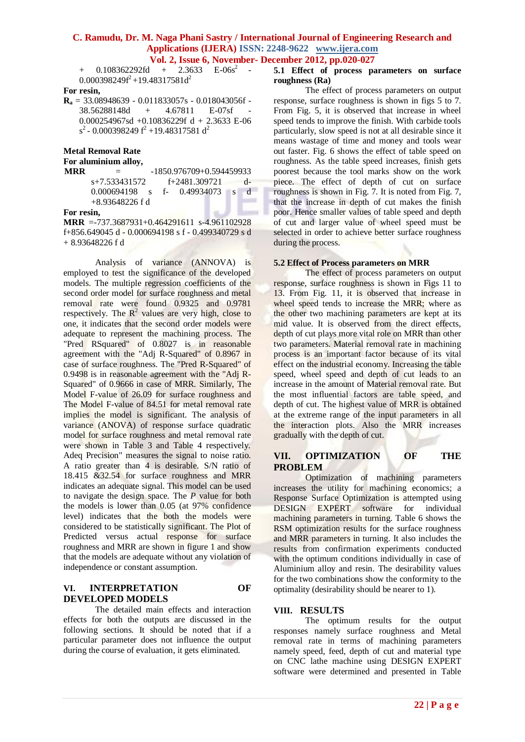$+ 0.108362292fd + 2.3633 E\text{-}06s^2 - 0.000398249f^2 + 19.48317581d^2$

**For resin,**

$R_a = 33.08948639 - 0.011833057s - 0.018043056f - 38.56288148d + 4.67811 E\text{-}07sf - 0.000254967sd + 0.10836229f d + 2.3633 E\text{-}06 s^2 - 0.000398249 f^2 + 19.48317581 d^2$

**Metal Removal Rate**

**For aluminium alloy,**

**MRR** $= -1850.976709 + 0.594459933 s + 7.533431572 f + 2481.309721 d - 0.000694198 s f - 0.49934073 s d + 8.93648226 f d$

**For resin,**

**MRR** $= -737.3687931 + 0.464291611 s - 4.961102928 f + 856.649045 d - 0.000694198 s f - 0.499340729 s d + 8.93648226 f d$

Analysis of variance (ANNOVA) is employed to test the significance of the developed models. The multiple regression coefficients of the second order model for surface roughness and metal removal rate were found 0.9325 and 0.9781 respectively. The $R^2$ values are very high, close to one, it indicates that the second order models were adequate to represent the machining process. The "Pred RSquared" of 0.8027 is in reasonable agreement with the "Adj R-Squared" of 0.8967 in case of surface roughness. The "Pred R-Squared" of 0.9498 is in reasonable agreement with the "Adj R-Squared" of 0.9666 in case of MRR. Similarly, The Model F-value of 26.09 for surface roughness and The Model F-value of 84.51 for metal removal rate implies the model is significant. The analysis of variance (ANOVA) of response surface quadratic model for surface roughness and metal removal rate were shown in Table 3 and Table 4 respectively. Adeq Precision" measures the signal to noise ratio. A ratio greater than 4 is desirable. S/N ratio of 18.415 &32.54 for surface roughness and MRR indicates an adequate signal. This model can be used to navigate the design space. The *P* value for both the models is lower than 0.05 (at 97% confidence level) indicates that the both the models were considered to be statistically significant. The Plot of Predicted versus actual response for surface roughness and MRR are shown in figure 1 and show that the models are adequate without any violation of independence or constant assumption.

## VI. INTERPRETATION OF DEVELOPED MODELS

The detailed main effects and interaction effects for both the outputs are discussed in the following sections. It should be noted that if a particular parameter does not influence the output during the course of evaluation, it gets eliminated.

### 5.1 Effect of process parameters on surface roughness (Ra)

The effect of process parameters on output response, surface roughness is shown in figs 5 to 7. From Fig. 5, it is observed that increase in wheel speed tends to improve the finish. With carbide tools particularly, slow speed is not at all desirable since it means wastage of time and money and tools wear out faster. Fig. 6 shows the effect of table speed on roughness. As the table speed increases, finish gets poorest because the tool marks show on the work piece. The effect of depth of cut on surface roughness is shown in Fig. 7. It is noted from Fig. 7, that the increase in depth of cut makes the finish poor. Hence smaller values of table speed and depth of cut and larger value of wheel speed must be selected in order to achieve better surface roughness during the process.

### 5.2 Effect of Process parameters on MRR

The effect of process parameters on output response, surface roughness is shown in Figs 11 to 13. From Fig. 11, it is observed that increase in wheel speed tends to increase the MRR; where as the other two machining parameters are kept at its mid value. It is observed from the direct effects, depth of cut plays more vital role on MRR than other two parameters. Material removal rate in machining process is an important factor because of its vital effect on the industrial economy. Increasing the table speed, wheel speed and depth of cut leads to an increase in the amount of Material removal rate. But the most influential factors are table speed, and depth of cut. The highest value of MRR is obtained at the extreme range of the input parameters in all the interaction plots. Also the MRR increases gradually with the depth of cut.

## VII. OPTIMIZATION OF THE PROBLEM

Optimization of machining parameters increases the utility for machining economics; a Response Surface Optimization is attempted using DESIGN EXPERT software for individual machining parameters in turning. Table 6 shows the RSM optimization results for the surface roughness and MRR parameters in turning. It also includes the results from confirmation experiments conducted with the optimum conditions individually in case of Aluminium alloy and resin. The desirability values for the two combinations show the conformity to the optimality (desirability should be nearer to 1).

## VIII. RESULTS

The optimum results for the output responses namely surface roughness and Metal removal rate in terms of machining parameters namely speed, feed, depth of cut and material type on CNC lathe machine using DESIGN EXPERT software were determined and presented in Table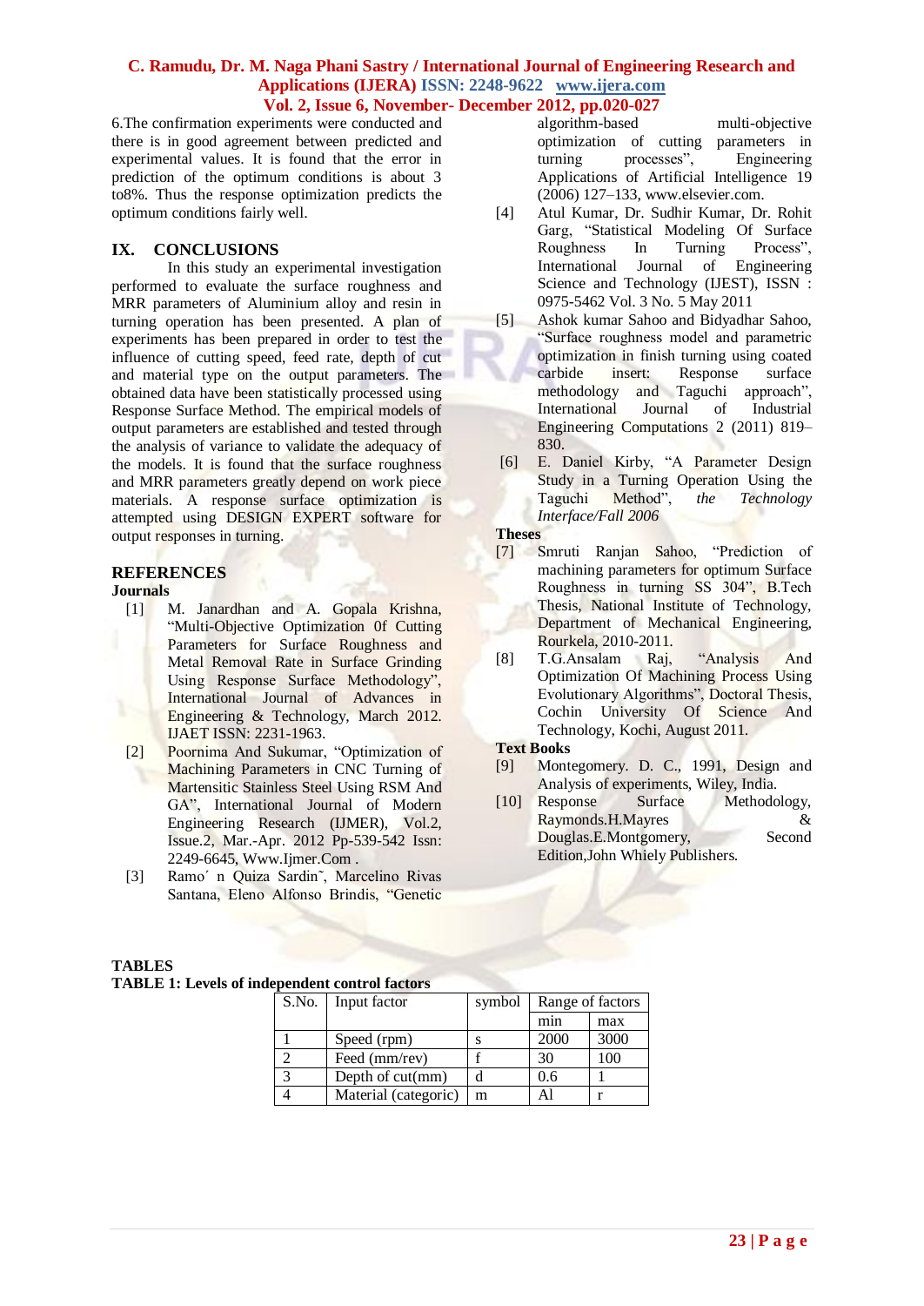6.The confirmation experiments were conducted and there is in good agreement between predicted and experimental values. It is found that the error in prediction of the optimum conditions is about 3 to8%. Thus the response optimization predicts the optimum conditions fairly well.

## IX. CONCLUSIONS

In this study an experimental investigation performed to evaluate the surface roughness and MRR parameters of Aluminium alloy and resin in turning operation has been presented. A plan of experiments has been prepared in order to test the influence of cutting speed, feed rate, depth of cut and material type on the output parameters. The obtained data have been statistically processed using Response Surface Method. The empirical models of output parameters are established and tested through the analysis of variance to validate the adequacy of the models. It is found that the surface roughness and MRR parameters greatly depend on work piece materials. A response surface optimization is attempted using DESIGN EXPERT software for output responses in turning.

## REFERENCES

**Journals**

[1] M. Janardhan and A. Gopala Krishna, "Multi-Objective Optimization 0f Cutting Parameters for Surface Roughness and Metal Removal Rate in Surface Grinding Using Response Surface Methodology", International Journal of Advances in Engineering & Technology, March 2012. IJAET ISSN: 2231-1963.

[2] Poornima And Sukumar, "Optimization of Machining Parameters in CNC Turning of Martensitic Stainless Steel Using RSM And GA", International Journal of Modern Engineering Research (IJMER), Vol.2, Issue.2, Mar.-Apr. 2012 Pp-539-542 Issn: 2249-6645, Www.Ijmer.Com .

[3] Ramo´ n Quiza Sardin˜, Marcelino Rivas Santana, Eleno Alfonso Brindis, "Genetic algorithm-based multi-objective optimization of cutting parameters in turning processes", Engineering Applications of Artificial Intelligence 19 (2006) 127–133, www.elsevier.com.

[4] Atul Kumar, Dr. Sudhir Kumar, Dr. Rohit Garg, "Statistical Modeling Of Surface Roughness In Turning Process", International Journal of Engineering Science and Technology (IJEST), ISSN : 0975-5462 Vol. 3 No. 5 May 2011

[5] Ashok kumar Sahoo and Bidyadhar Sahoo, "Surface roughness model and parametric optimization in finish turning using coated carbide insert: Response surface methodology and Taguchi approach", International Journal of Industrial Engineering Computations 2 (2011) 819–830.

[6] E. Daniel Kirby, "A Parameter Design Study in a Turning Operation Using the Taguchi Method", *the Technology Interface/Fall 2006*

**Theses**

[7] Smruti Ranjan Sahoo, "Prediction of machining parameters for optimum Surface Roughness in turning SS 304", B.Tech Thesis, National Institute of Technology, Department of Mechanical Engineering, Rourkela, 2010-2011.

[8] T.G.Ansalam Raj, "Analysis And Optimization Of Machining Process Using Evolutionary Algorithms", Doctoral Thesis, Cochin University Of Science And Technology, Kochi, August 2011.

**Text Books**

[9] Montegomery. D. C., 1991, Design and Analysis of experiments, Wiley, India.

[10] Response Surface Methodology, Raymonds.H.Mayres & Douglas.E.Montgomery, Second Edition,John Whiely Publishers.

**TABLES**

**TABLE 1: Levels of independent control factors**

| S.No. | Input factor | symbol | Range of factors | |
|---|---|---|---|---|
| | | | min | max |
| 1 | Speed (rpm) | s | 2000 | 3000 |
| 2 | Feed (mm/rev) | f | 30 | 100 |
| 3 | Depth of cut(mm) | d | 0.6 | 1 |
| 4 | Material (categoric) | m | Al | r |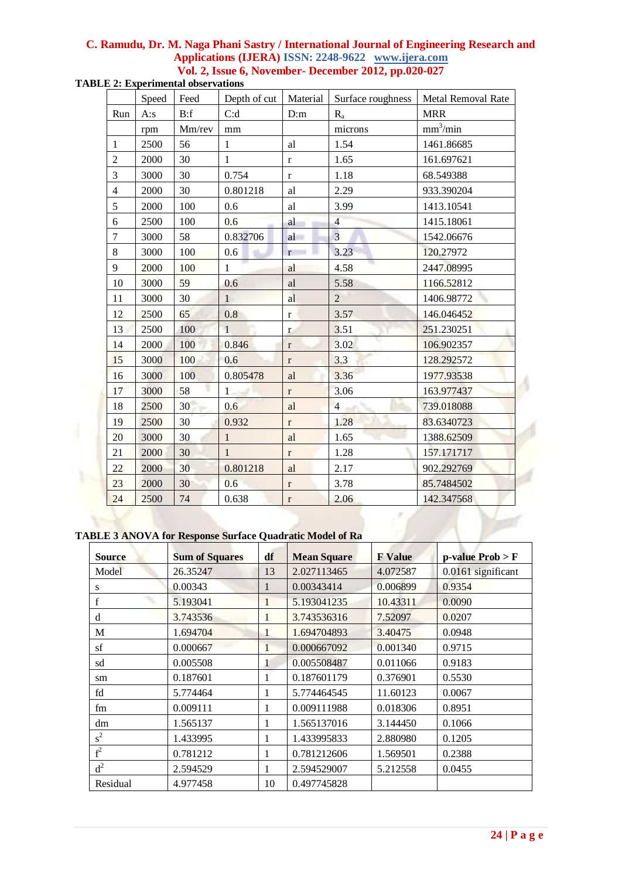**TABLE 2: Experimental observations**

| | Speed | Feed | Depth of cut | Material | Surface roughness | Metal Removal Rate |
|---|---|---|---|---|---|---|
| Run | A:s | B:f | C:d | D:m | $R_a$ | MRR |
| | rpm | Mm/rev | mm | | microns | $mm^3/min$ |
| 1 | 2500 | 56 | 1 | al | 1.54 | 1461.86685 |
| 2 | 2000 | 30 | 1 | r | 1.65 | 161.697621 |
| 3 | 3000 | 30 | 0.754 | r | 1.18 | 68.549388 |
| 4 | 2000 | 30 | 0.801218 | al | 2.29 | 933.390204 |
| 5 | 2000 | 100 | 0.6 | al | 3.99 | 1413.10541 |
| 6 | 2500 | 100 | 0.6 | al | 4 | 1415.18061 |
| 7 | 3000 | 58 | 0.832706 | al | 3 | 1542.06676 |
| 8 | 3000 | 100 | 0.6 | r | 3.23 | 120.27972 |
| 9 | 2000 | 100 | 1 | al | 4.58 | 2447.08995 |
| 10 | 3000 | 59 | 0.6 | al | 5.58 | 1166.52812 |
| 11 | 3000 | 30 | 1 | al | 2 | 1406.98772 |
| 12 | 2500 | 65 | 0.8 | r | 3.57 | 146.046452 |
| 13 | 2500 | 100 | 1 | r | 3.51 | 251.230251 |
| 14 | 2000 | 100 | 0.846 | r | 3.02 | 106.902357 |
| 15 | 3000 | 100 | 0.6 | r | 3.3 | 128.292572 |
| 16 | 3000 | 100 | 0.805478 | al | 3.36 | 1977.93538 |
| 17 | 3000 | 58 | 1 | r | 3.06 | 163.977437 |
| 18 | 2500 | 30 | 0.6 | al | 4 | 739.018088 |
| 19 | 2500 | 30 | 0.932 | r | 1.28 | 83.6340723 |
| 20 | 3000 | 30 | 1 | al | 1.65 | 1388.62509 |
| 21 | 2000 | 30 | 1 | r | 1.28 | 157.171717 |
| 22 | 2000 | 30 | 0.801218 | al | 2.17 | 902.292769 |
| 23 | 2000 | 30 | 0.6 | r | 3.78 | 85.7484502 |
| 24 | 2500 | 74 | 0.638 | r | 2.06 | 142.347568 |

**TABLE 3 ANOVA for Response Surface Quadratic Model of Ra**

| Source | Sum of Squares | df | Mean Square | F Value | p-value Prob > F |
|---|---|---|---|---|---|
| Model | 26.35247 | 13 | 2.027113465 | 4.072587 | 0.0161 significant |
| s | 0.00343 | 1 | 0.00343414 | 0.006899 | 0.9354 |
| f | 5.193041 | 1 | 5.193041235 | 10.43311 | 0.0090 |
| d | 3.743536 | 1 | 3.743536316 | 7.52097 | 0.0207 |
| M | 1.694704 | 1 | 1.694704893 | 3.40475 | 0.0948 |
| sf | 0.000667 | 1 | 0.000667092 | 0.001340 | 0.9715 |
| sd | 0.005508 | 1 | 0.005508487 | 0.011066 | 0.9183 |
| sm | 0.187601 | 1 | 0.187601179 | 0.376901 | 0.5530 |
| fd | 5.774464 | 1 | 5.774464545 | 11.60123 | 0.0067 |
| fm | 0.009111 | 1 | 0.009111988 | 0.018306 | 0.8951 |
| dm | 1.565137 | 1 | 1.565137016 | 3.144450 | 0.1066 |
| $s^2$ | 1.433995 | 1 | 1.433995833 | 2.880980 | 0.1205 |
| $f^2$ | 0.781212 | 1 | 0.781212606 | 1.569501 | 0.2388 |
| $d^2$ | 2.594529 | 1 | 2.594529007 | 5.212558 | 0.0455 |
| Residual | 4.977458 | 10 | 0.497745828 | | |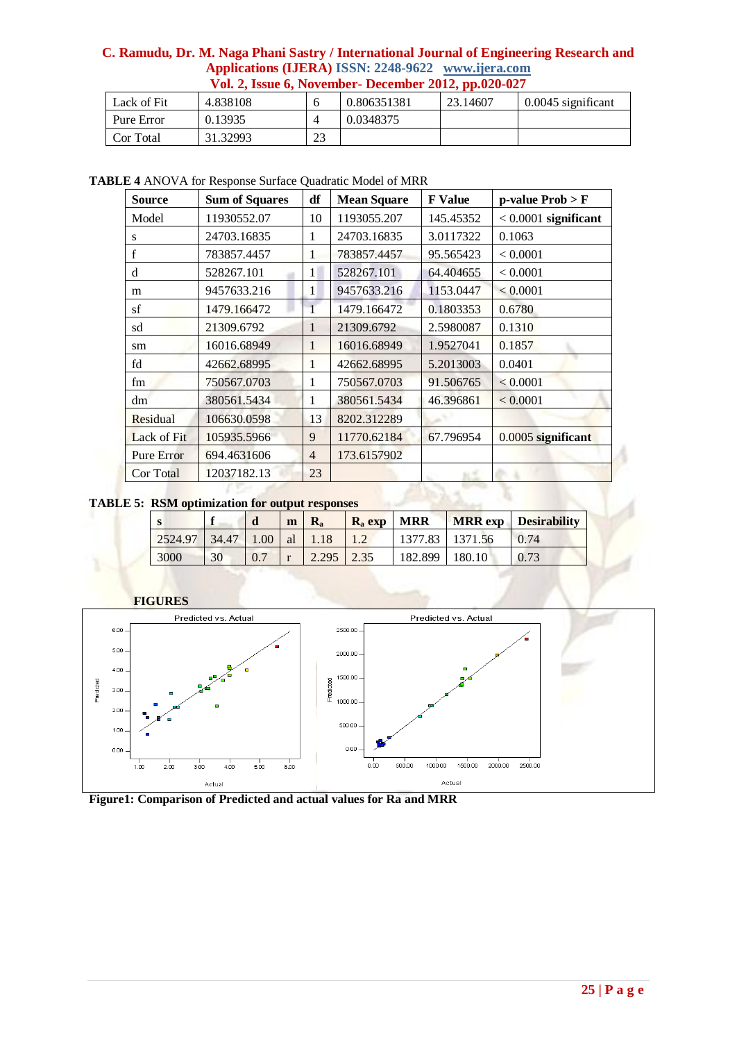| Lack of Fit | 4.838108 | 6 | 0.806351381 | 23.14607 | 0.0045 significant |
|---|---|---|---|---|---|
| Pure Error | 0.13935 | 4 | 0.0348375 | | |
| Cor Total | 31.32993 | 23 | | | |

**TABLE 4** ANOVA for Response Surface Quadratic Model of MRR

| Source | Sum of Squares | df | Mean Square | F Value | p-value Prob > F |
|---|---|---|---|---|---|
| Model | 11930552.07 | 10 | 1193055.207 | 145.45352 | < 0.0001 **significant** |
| s | 24703.16835 | 1 | 24703.16835 | 3.0117322 | 0.1063 |
| f | 783857.4457 | 1 | 783857.4457 | 95.565423 | < 0.0001 |
| d | 528267.101 | 1 | 528267.101 | 64.404655 | < 0.0001 |
| m | 9457633.216 | 1 | 9457633.216 | 1153.0447 | < 0.0001 |
| sf | 1479.166472 | 1 | 1479.166472 | 0.1803353 | 0.6780 |
| sd | 21309.6792 | 1 | 21309.6792 | 2.5980087 | 0.1310 |
| sm | 16016.68949 | 1 | 16016.68949 | 1.9527041 | 0.1857 |
| fd | 42662.68995 | 1 | 42662.68995 | 5.2013003 | 0.0401 |
| fm | 750567.0703 | 1 | 750567.0703 | 91.506765 | < 0.0001 |
| dm | 380561.5434 | 1 | 380561.5434 | 46.396861 | < 0.0001 |
| Residual | 106630.0598 | 13 | 8202.312289 | | |
| Lack of Fit | 105935.5966 | 9 | 11770.62184 | 67.796954 | 0.0005 **significant** |
| Pure Error | 694.4631606 | 4 | 173.6157902 | | |
| Cor Total | 12037182.13 | 23 | | | |

**TABLE 5: RSM optimization for output responses**

| s | f | d | m | $R_a$ | $R_a$ exp | MRR | MRR exp | Desirability |
|---|---|---|---|---|---|---|---|---|
| 2524.97 | 34.47 | 1.00 | al | 1.18 | 1.2 | 1377.83 | 1371.56 | 0.74 |
| 3000 | 30 | 0.7 | r | 2.295 | 2.35 | 182.899 | 180.10 | 0.73 |

**FIGURES**

**Figure1: Comparison of Predicted and actual values for Ra and MRR**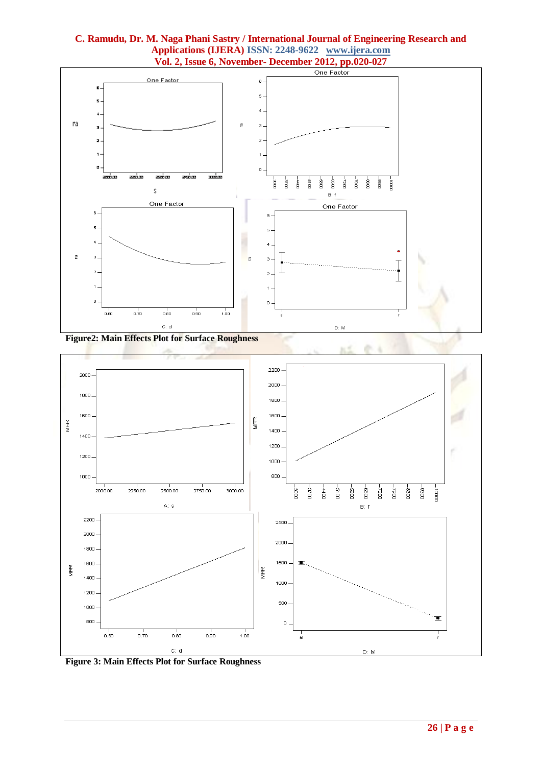Figure2: Main Effects Plot for Surface Roughness

Figure 3: Main Effects Plot for Surface Roughness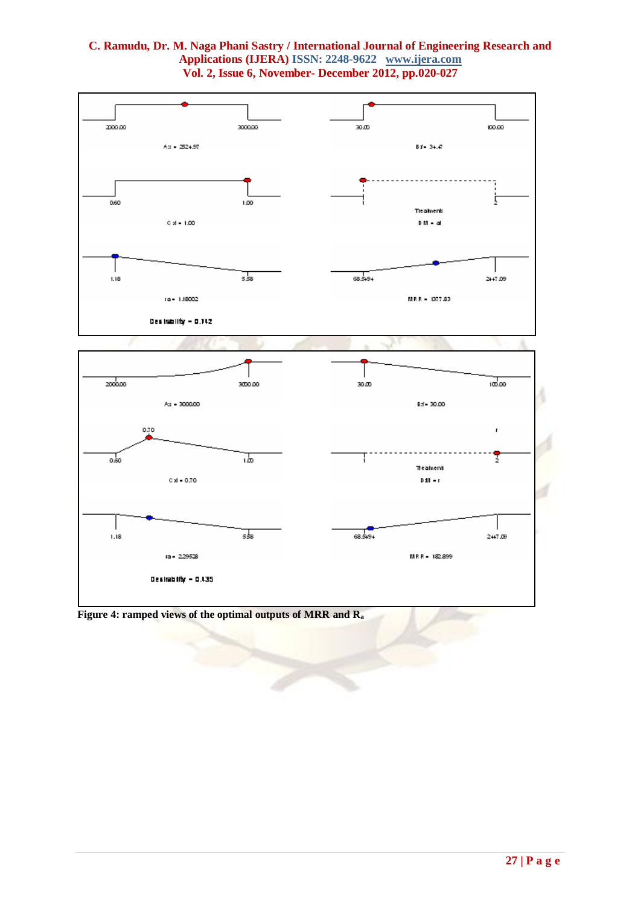2000.00

3000.00

A:s = 2524.97

30.00

100.00

B:f = 34.47

0.60

1.00

C:d = 1.00

1

2

Treatments

D:M = al

1.18

5.58

ra = 1.18002

68.5494

2447.09

MRR = 1377.83

Desirability = 0.742

2000.00

3000.00

A:s = 3000.00

30.00

100.00

B:f = 30.00

0.70

0.60

1.00

C:d = 0.70

r

1

2

Treatment

D:M = r

1.18

5.58

ra = 2.29528

68.5494

2447.09

MRR = 182.899

Desirability = 0.435

Figure 4: ramped views of the optimal outputs of MRR and $R_a$